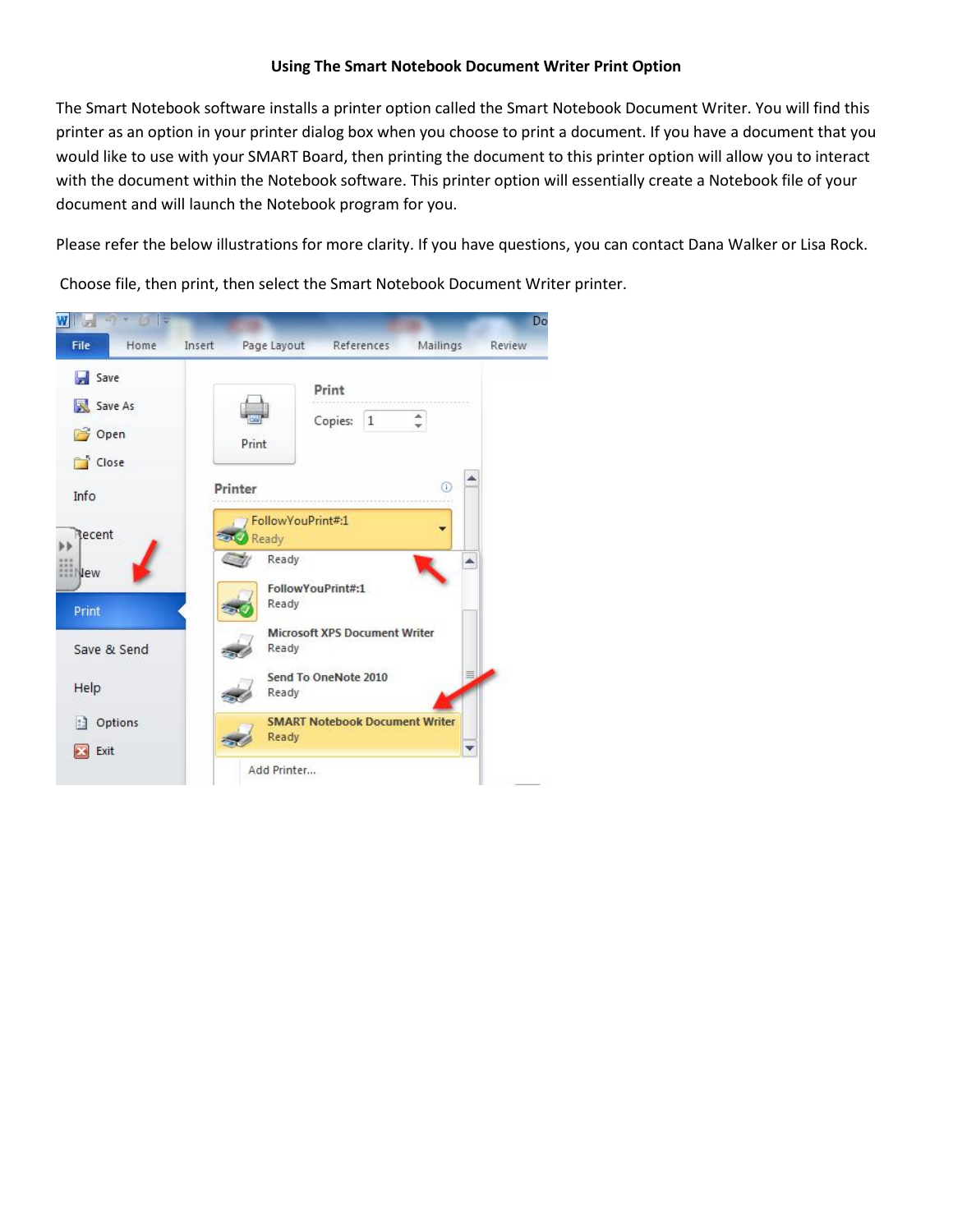**Using The Smart Notebook Document Writer Print Option**

The Smart Notebook software installs a printer option called the Smart Notebook Document Writer. You will find this printer as an option in your printer dialog box when you choose to print a document. If you have a document that you would like to use with your SMART Board, then printing the document to this printer option will allow you to interact with the document within the Notebook software. This printer option will essentially create a Notebook file of your document and will launch the Notebook program for you.

Please refer the below illustrations for more clarity. If you have questions, you can contact Dana Walker or Lisa Rock.

Choose file, then print, then select the Smart Notebook Document Writer printer.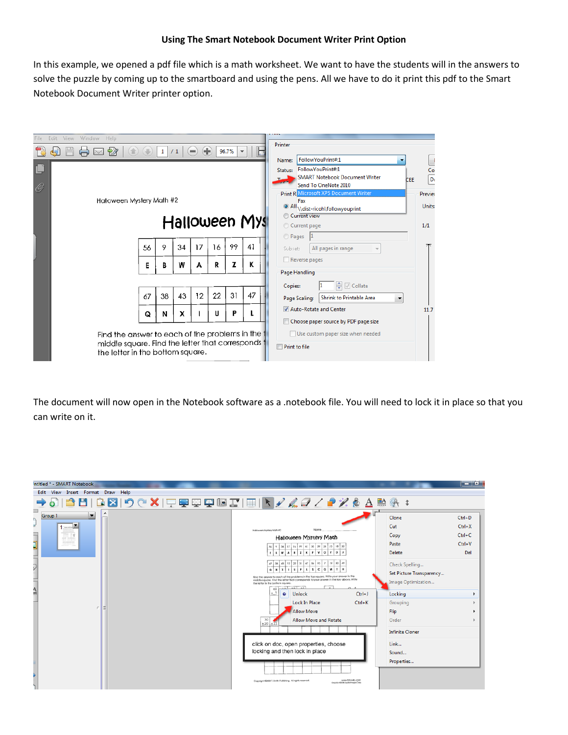**Using The Smart Notebook Document Writer Print Option**

In this example, we opened a pdf file which is a math worksheet. We want to have the students will in the answers to solve the puzzle by coming up to the smartboard and using the pens. All we have to do it print this pdf to the Smart Notebook Document Writer printer option.

The document will now open in the Notebook software as a .notebook file. You will need to lock it in place so that you can write on it.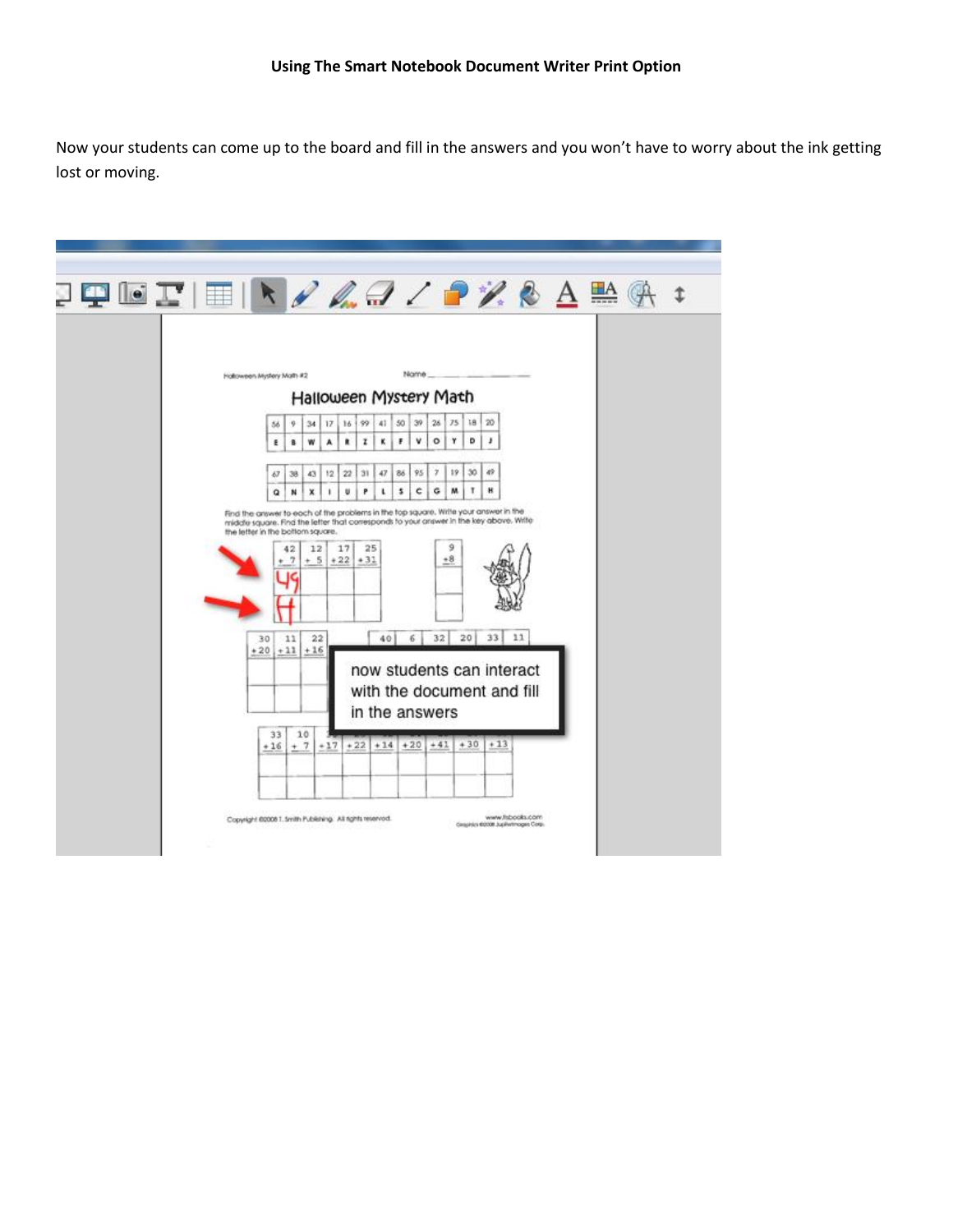**Using The Smart Notebook Document Writer Print Option**

Now your students can come up to the board and fill in the answers and you won't have to worry about the ink getting lost or moving.